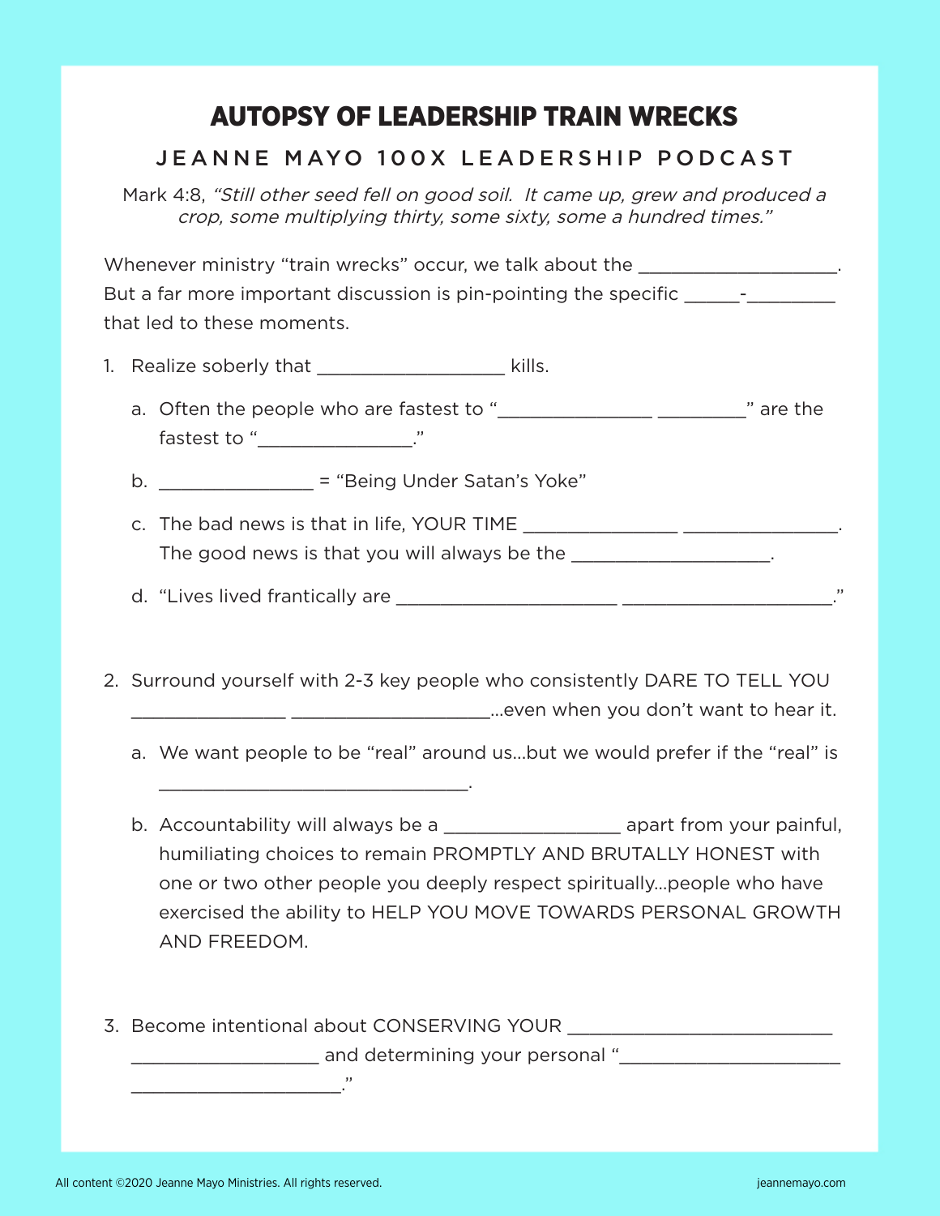# AUTOPSY OF LEADERSHIP TRAIN WRECKS

## JEANNE MAYO 100X LEADERSHIP PODCAST

Mark 4:8, *"Still other seed fell on good soil. It came up, grew and produced a crop, some multiplying thirty, some sixty, some a hundred times."*

Whenever ministry "train wrecks" occur, we talk about the ___________________. But a far more important discussion is pin-pointing the specific ______-_________ that led to these moments.

1. Realize soberly that __________________ kills.
   a. Often the people who are fastest to "_______________ _________" are the fastest to "_______________."
   b. _______________ = "Being Under Satan's Yoke"
   c. The bad news is that in life, YOUR TIME _______________ _______________. The good news is that you will always be the ___________________.
   d. "Lives lived frantically are _____________________ _____________________."

2. Surround yourself with 2-3 key people who consistently DARE TO TELL YOU _______________ ___________________...even when you don't want to hear it.
   a. We want people to be "real" around us...but we would prefer if the "real" is ______________________________.
   b. Accountability will always be a ________________ apart from your painful, humiliating choices to remain PROMPTLY AND BRUTALLY HONEST with one or two other people you deeply respect spiritually...people who have exercised the ability to HELP YOU MOVE TOWARDS PERSONAL GROWTH AND FREEDOM.

3. Become intentional about CONSERVING YOUR _________________________ __________________ and determining your personal "_____________________ ____________________."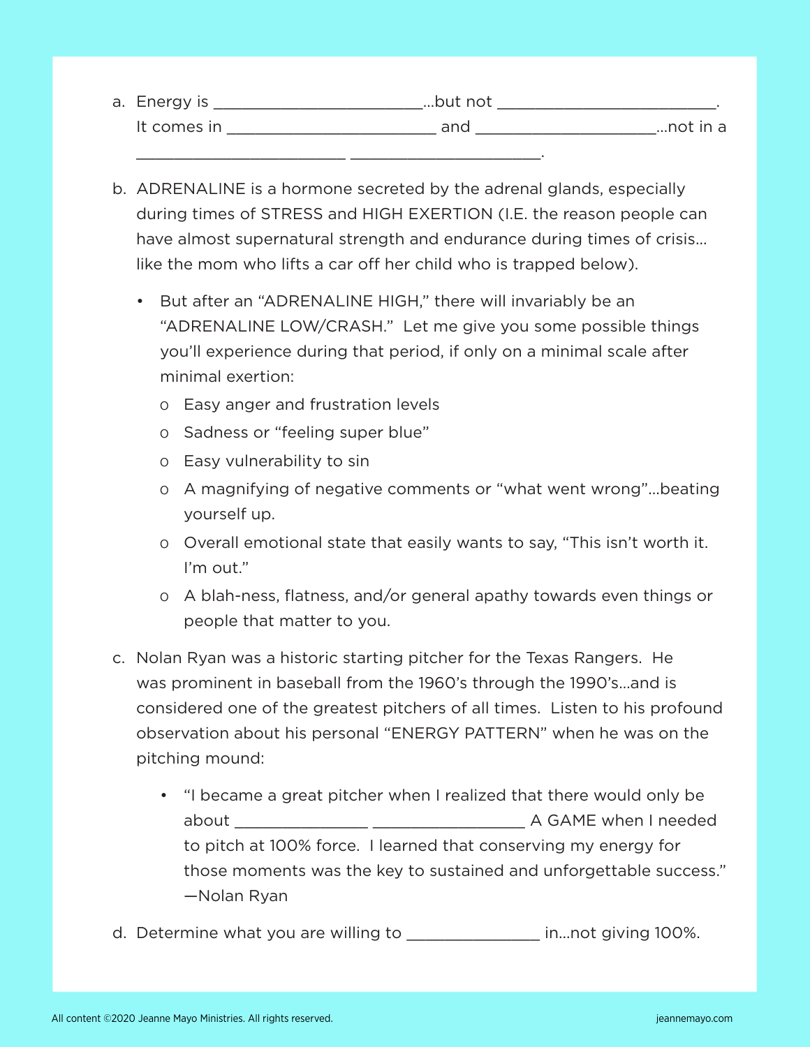a. Energy is ________________________...but not ________________________. It comes in ________________________ and ____________________...not in a ________________________ ______________________.

b. ADRENALINE is a hormone secreted by the adrenal glands, especially during times of STRESS and HIGH EXERTION (I.E. the reason people can have almost supernatural strength and endurance during times of crisis... like the mom who lifts a car off her child who is trapped below).

   - But after an "ADRENALINE HIGH," there will invariably be an "ADRENALINE LOW/CRASH." Let me give you some possible things you'll experience during that period, if only on a minimal scale after minimal exertion:
     - Easy anger and frustration levels
     - Sadness or "feeling super blue"
     - Easy vulnerability to sin
     - A magnifying of negative comments or "what went wrong"...beating yourself up.
     - Overall emotional state that easily wants to say, "This isn't worth it. I'm out."
     - A blah-ness, flatness, and/or general apathy towards even things or people that matter to you.

c. Nolan Ryan was a historic starting pitcher for the Texas Rangers. He was prominent in baseball from the 1960's through the 1990's...and is considered one of the greatest pitchers of all times. Listen to his profound observation about his personal "ENERGY PATTERN" when he was on the pitching mound:

   - "I became a great pitcher when I realized that there would only be about _______________ _________________ A GAME when I needed to pitch at 100% force. I learned that conserving my energy for those moments was the key to sustained and unforgettable success." —Nolan Ryan

d. Determine what you are willing to _______________ in...not giving 100%.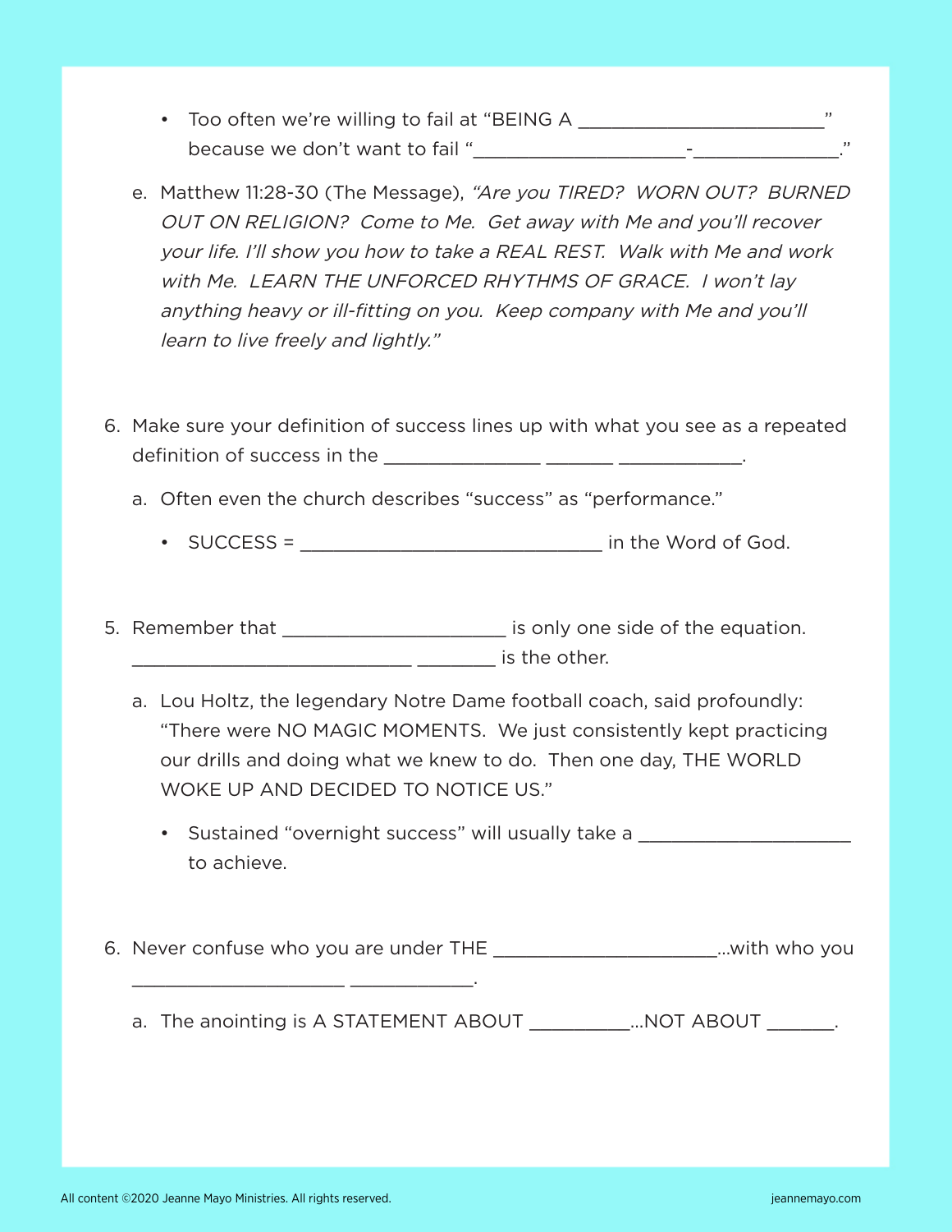- Too often we're willing to fail at "BEING A ________________________" because we don't want to fail "____________________-______________."

e. Matthew 11:28-30 (The Message), *"Are you TIRED? WORN OUT? BURNED OUT ON RELIGION? Come to Me. Get away with Me and you'll recover your life. I'll show you how to take a REAL REST. Walk with Me and work with Me. LEARN THE UNFORCED RHYTHMS OF GRACE. I won't lay anything heavy or ill-fitting on you. Keep company with Me and you'll learn to live freely and lightly."*

6. Make sure your definition of success lines up with what you see as a repeated definition of success in the _______________ _______ ____________.

   a. Often even the church describes "success" as "performance."

      - SUCCESS = _____________________________ in the Word of God.

5. Remember that ______________________ is only one side of the equation. ___________________________ ________ is the other.

   a. Lou Holtz, the legendary Notre Dame football coach, said profoundly: "There were NO MAGIC MOMENTS. We just consistently kept practicing our drills and doing what we knew to do. Then one day, THE WORLD WOKE UP AND DECIDED TO NOTICE US."

      - Sustained "overnight success" will usually take a _____________________ to achieve.

6. Never confuse who you are under THE ______________________...with who you _____________________ ____________.

   a. The anointing is A STATEMENT ABOUT __________...NOT ABOUT _______.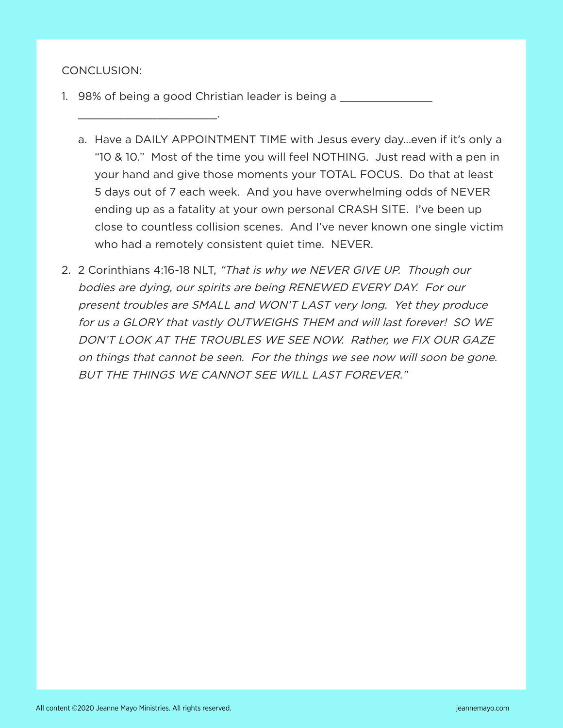CONCLUSION:

1. 98% of being a good Christian leader is being a ______________ ______________________.

   a. Have a DAILY APPOINTMENT TIME with Jesus every day…even if it's only a "10 & 10." Most of the time you will feel NOTHING. Just read with a pen in your hand and give those moments your TOTAL FOCUS. Do that at least 5 days out of 7 each week. And you have overwhelming odds of NEVER ending up as a fatality at your own personal CRASH SITE. I've been up close to countless collision scenes. And I've never known one single victim who had a remotely consistent quiet time. NEVER.

2. 2 Corinthians 4:16-18 NLT, *"That is why we NEVER GIVE UP. Though our bodies are dying, our spirits are being RENEWED EVERY DAY. For our present troubles are SMALL and WON'T LAST very long. Yet they produce for us a GLORY that vastly OUTWEIGHS THEM and will last forever! SO WE DON'T LOOK AT THE TROUBLES WE SEE NOW. Rather, we FIX OUR GAZE on things that cannot be seen. For the things we see now will soon be gone. BUT THE THINGS WE CANNOT SEE WILL LAST FOREVER."*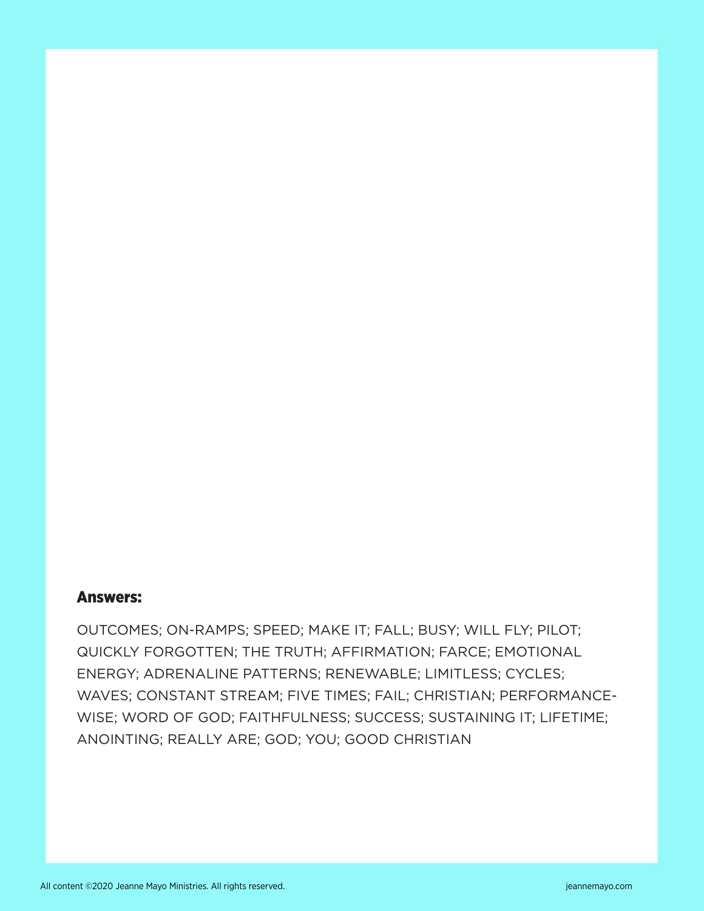## Answers:

OUTCOMES; ON-RAMPS; SPEED; MAKE IT; FALL; BUSY; WILL FLY; PILOT; QUICKLY FORGOTTEN; THE TRUTH; AFFIRMATION; FARCE; EMOTIONAL ENERGY; ADRENALINE PATTERNS; RENEWABLE; LIMITLESS; CYCLES; WAVES; CONSTANT STREAM; FIVE TIMES; FAIL; CHRISTIAN; PERFORMANCE-WISE; WORD OF GOD; FAITHFULNESS; SUCCESS; SUSTAINING IT; LIFETIME; ANOINTING; REALLY ARE; GOD; YOU; GOOD CHRISTIAN

All content ©2020 Jeanne Mayo Ministries. All rights reserved.

jeannemayo.com